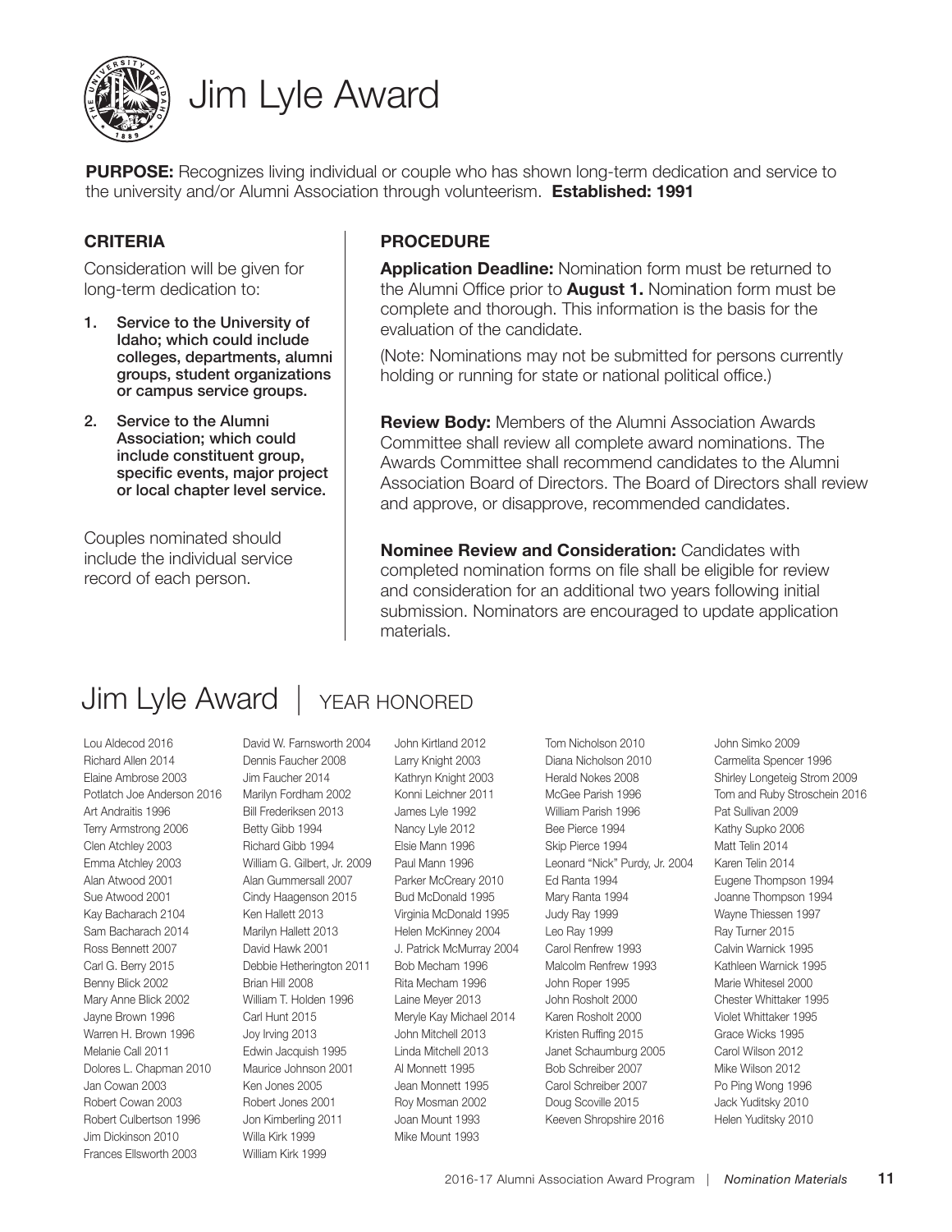# Jim Lyle Award

**PURPOSE:** Recognizes living individual or couple who has shown long-term dedication and service to the university and/or Alumni Association through volunteerism. **Established: 1991**

## CRITERIA

Consideration will be given for long-term dedication to:

1. **Service to the University of Idaho; which could include colleges, departments, alumni groups, student organizations or campus service groups.**
2. **Service to the Alumni Association; which could include constituent group, specific events, major project or local chapter level service.**

Couples nominated should include the individual service record of each person.

## PROCEDURE

**Application Deadline:** Nomination form must be returned to the Alumni Office prior to **August 1.** Nomination form must be complete and thorough. This information is the basis for the evaluation of the candidate.

(Note: Nominations may not be submitted for persons currently holding or running for state or national political office.)

**Review Body:** Members of the Alumni Association Awards Committee shall review all complete award nominations. The Awards Committee shall recommend candidates to the Alumni Association Board of Directors. The Board of Directors shall review and approve, or disapprove, recommended candidates.

**Nominee Review and Consideration:** Candidates with completed nomination forms on file shall be eligible for review and consideration for an additional two years following initial submission. Nominators are encouraged to update application materials.

# Jim Lyle Award | YEAR HONORED

Lou Aldecod 2016
Richard Allen 2014
Elaine Ambrose 2003
Potlatch Joe Anderson 2016
Art Andraitis 1996
Terry Armstrong 2006
Clen Atchley 2003
Emma Atchley 2003
Alan Atwood 2001
Sue Atwood 2001
Kay Bacharach 2104
Sam Bacharach 2014
Ross Bennett 2007
Carl G. Berry 2015
Benny Blick 2002
Mary Anne Blick 2002
Jayne Brown 1996
Warren H. Brown 1996
Melanie Call 2011
Dolores L. Chapman 2010
Jan Cowan 2003
Robert Cowan 2003
Robert Culbertson 1996
Jim Dickinson 2010
Frances Ellsworth 2003
David W. Farnsworth 2004
Dennis Faucher 2008
Jim Faucher 2014
Marilyn Fordham 2002
Bill Frederiksen 2013
Betty Gibb 1994
Richard Gibb 1994
William G. Gilbert, Jr. 2009
Alan Gummersall 2007
Cindy Haagenson 2015
Ken Hallett 2013
Marilyn Hallett 2013
David Hawk 2001
Debbie Hetherington 2011
Brian Hill 2008
William T. Holden 1996
Carl Hunt 2015
Joy Irving 2013
Edwin Jacquish 1995
Maurice Johnson 2001
Ken Jones 2005
Robert Jones 2001
Jon Kimberling 2011
Willa Kirk 1999
William Kirk 1999
John Kirtland 2012
Larry Knight 2003
Kathryn Knight 2003
Konni Leichner 2011
James Lyle 1992
Nancy Lyle 2012
Elsie Mann 1996
Paul Mann 1996
Parker McCreary 2010
Bud McDonald 1995
Virginia McDonald 1995
Helen McKinney 2004
J. Patrick McMurray 2004
Bob Mecham 1996
Rita Mecham 1996
Laine Meyer 2013
Meryle Kay Michael 2014
John Mitchell 2013
Linda Mitchell 2013
Al Monnett 1995
Jean Monnett 1995
Roy Mosman 2002
Joan Mount 1993
Mike Mount 1993
Tom Nicholson 2010
Diana Nicholson 2010
Herald Nokes 2008
McGee Parish 1996
William Parish 1996
Bee Pierce 1994
Skip Pierce 1994
Leonard "Nick" Purdy, Jr. 2004
Ed Ranta 1994
Mary Ranta 1994
Judy Ray 1999
Leo Ray 1999
Carol Renfrew 1993
Malcolm Renfrew 1993
John Roper 1995
John Rosholt 2000
Karen Rosholt 2000
Kristen Ruffing 2015
Janet Schaumburg 2005
Bob Schreiber 2007
Carol Schreiber 2007
Doug Scoville 2015
Keeven Shropshire 2016
John Simko 2009
Carmelita Spencer 1996
Shirley Longeteig Strom 2009
Tom and Ruby Stroschein 2016
Pat Sullivan 2009
Kathy Supko 2006
Matt Telin 2014
Karen Telin 2014
Eugene Thompson 1994
Joanne Thompson 1994
Wayne Thiessen 1997
Ray Turner 2015
Calvin Warnick 1995
Kathleen Warnick 1995
Marie Whitesel 2000
Chester Whittaker 1995
Violet Whittaker 1995
Grace Wicks 1995
Carol Wilson 2012
Mike Wilson 2012
Po Ping Wong 1996
Jack Yuditsky 2010
Helen Yuditsky 2010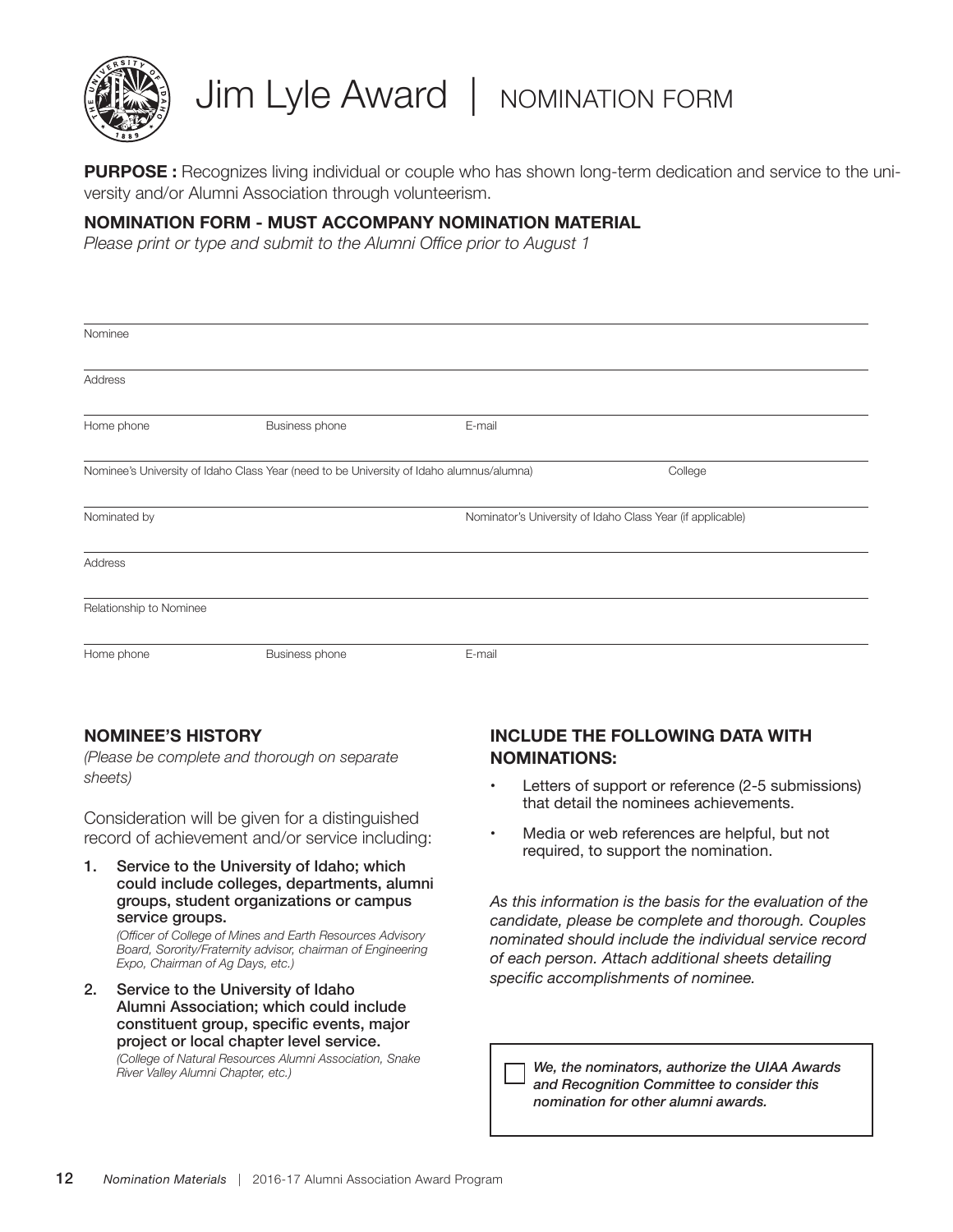# Jim Lyle Award | NOMINATION FORM

**PURPOSE :** Recognizes living individual or couple who has shown long-term dedication and service to the university and/or Alumni Association through volunteerism.

**NOMINATION FORM - MUST ACCOMPANY NOMINATION MATERIAL**

*Please print or type and submit to the Alumni Office prior to August 1*

Nominee

Address

Home phone | Business phone | E-mail

Nominee's University of Idaho Class Year (need to be University of Idaho alumnus/alumna) | College

Nominated by | Nominator's University of Idaho Class Year (if applicable)

Address

Relationship to Nominee

Home phone | Business phone | E-mail

## NOMINEE'S HISTORY

*(Please be complete and thorough on separate sheets)*

Consideration will be given for a distinguished record of achievement and/or service including:

1. **Service to the University of Idaho; which could include colleges, departments, alumni groups, student organizations or campus service groups.**
   *(Officer of College of Mines and Earth Resources Advisory Board, Sorority/Fraternity advisor, chairman of Engineering Expo, Chairman of Ag Days, etc.)*
2. **Service to the University of Idaho Alumni Association; which could include constituent group, specific events, major project or local chapter level service.**
   *(College of Natural Resources Alumni Association, Snake River Valley Alumni Chapter, etc.)*

## INCLUDE THE FOLLOWING DATA WITH NOMINATIONS:

- Letters of support or reference (2-5 submissions) that detail the nominees achievements.
- Media or web references are helpful, but not required, to support the nomination.

*As this information is the basis for the evaluation of the candidate, please be complete and thorough. Couples nominated should include the individual service record of each person. Attach additional sheets detailing specific accomplishments of nominee.*

☐ ***We, the nominators, authorize the UIAA Awards and Recognition Committee to consider this nomination for other alumni awards.***